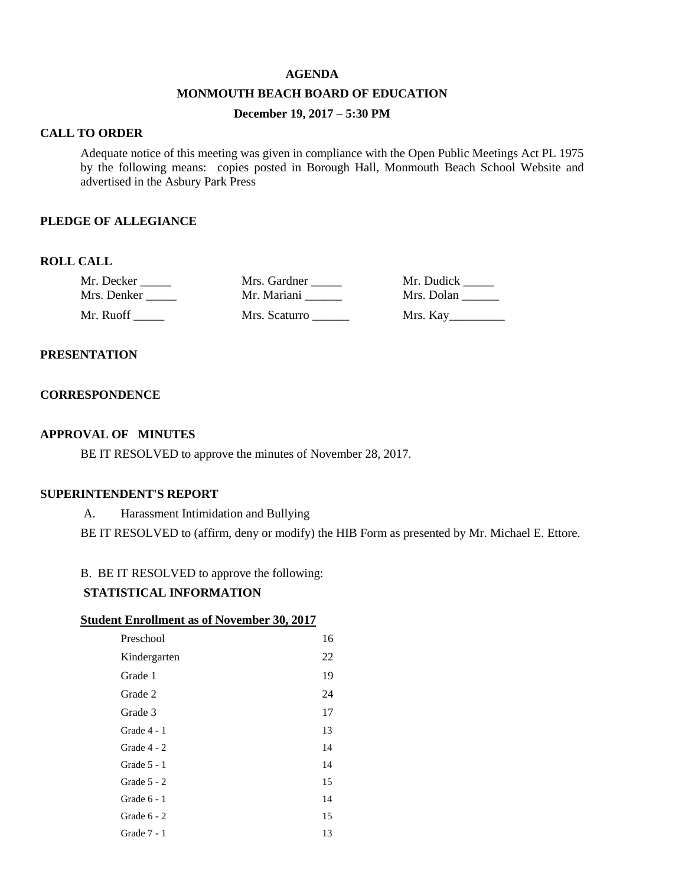# AGENDA

## MONMOUTH BEACH BOARD OF EDUCATION

### December 19, 2017 – 5:30 PM

**CALL TO ORDER**

Adequate notice of this meeting was given in compliance with the Open Public Meetings Act PL 1975 by the following means: copies posted in Borough Hall, Monmouth Beach School Website and advertised in the Asbury Park Press

**PLEDGE OF ALLEGIANCE**

**ROLL CALL**

| | | |
|---|---|---|
| Mr. Decker _____ | Mrs. Gardner _____ | Mr. Dudick _____ |
| Mrs. Denker _____ | Mr. Mariani ______ | Mrs. Dolan ______ |
| Mr. Ruoff _____ | Mrs. Scaturro ______ | Mrs. Kay_________ |

**PRESENTATION**

**CORRESPONDENCE**

**APPROVAL OF MINUTES**

BE IT RESOLVED to approve the minutes of November 28, 2017.

**SUPERINTENDENT'S REPORT**

A. Harassment Intimidation and Bullying

BE IT RESOLVED to (affirm, deny or modify) the HIB Form as presented by Mr. Michael E. Ettore.

B. BE IT RESOLVED to approve the following:

**STATISTICAL INFORMATION**

**Student Enrollment as of November 30, 2017**

| | |
|---|---|
| Preschool | 16 |
| Kindergarten | 22 |
| Grade 1 | 19 |
| Grade 2 | 24 |
| Grade 3 | 17 |
| Grade 4 - 1 | 13 |
| Grade 4 - 2 | 14 |
| Grade 5 - 1 | 14 |
| Grade 5 - 2 | 15 |
| Grade 6 - 1 | 14 |
| Grade 6 - 2 | 15 |
| Grade 7 - 1 | 13 |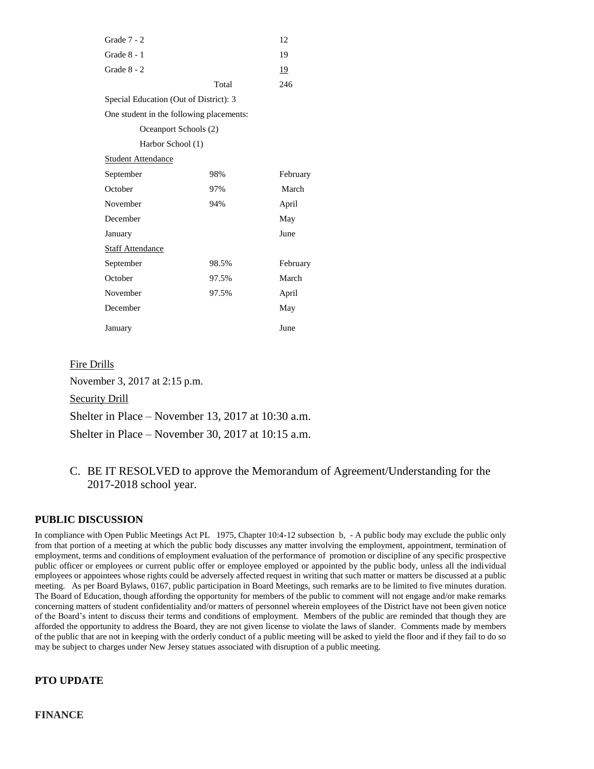| | | |
|---|---|---|
| Grade 7 - 2 | | 12 |
| Grade 8 - 1 | | 19 |
| Grade 8 - 2 | | 19 |
| | Total | 246 |

Special Education (Out of District): 3

One student in the following placements:

Oceanport Schools (2)

Harbor School (1)

Student Attendance

| | | |
|---|---|---|
| September | 98% | February |
| October | 97% | March |
| November | 94% | April |
| December | | May |
| January | | June |

Staff Attendance

| | | |
|---|---|---|
| September | 98.5% | February |
| October | 97.5% | March |
| November | 97.5% | April |
| December | | May |
| January | | June |

Fire Drills

November 3, 2017 at 2:15 p.m.

Security Drill

Shelter in Place – November 13, 2017 at 10:30 a.m.

Shelter in Place – November 30, 2017 at 10:15 a.m.

C. BE IT RESOLVED to approve the Memorandum of Agreement/Understanding for the 2017-2018 school year.

## PUBLIC DISCUSSION

In compliance with Open Public Meetings Act PL 1975, Chapter 10:4-12 subsection b, - A public body may exclude the public only from that portion of a meeting at which the public body discusses any matter involving the employment, appointment, termination of employment, terms and conditions of employment evaluation of the performance of promotion or discipline of any specific prospective public officer or employees or current public offer or employee employed or appointed by the public body, unless all the individual employees or appointees whose rights could be adversely affected request in writing that such matter or matters be discussed at a public meeting. As per Board Bylaws, 0167, public participation in Board Meetings, such remarks are to be limited to five minutes duration. The Board of Education, though affording the opportunity for members of the public to comment will not engage and/or make remarks concerning matters of student confidentiality and/or matters of personnel wherein employees of the District have not been given notice of the Board's intent to discuss their terms and conditions of employment. Members of the public are reminded that though they are afforded the opportunity to address the Board, they are not given license to violate the laws of slander. Comments made by members of the public that are not in keeping with the orderly conduct of a public meeting will be asked to yield the floor and if they fail to do so may be subject to charges under New Jersey statues associated with disruption of a public meeting.

## PTO UPDATE

## FINANCE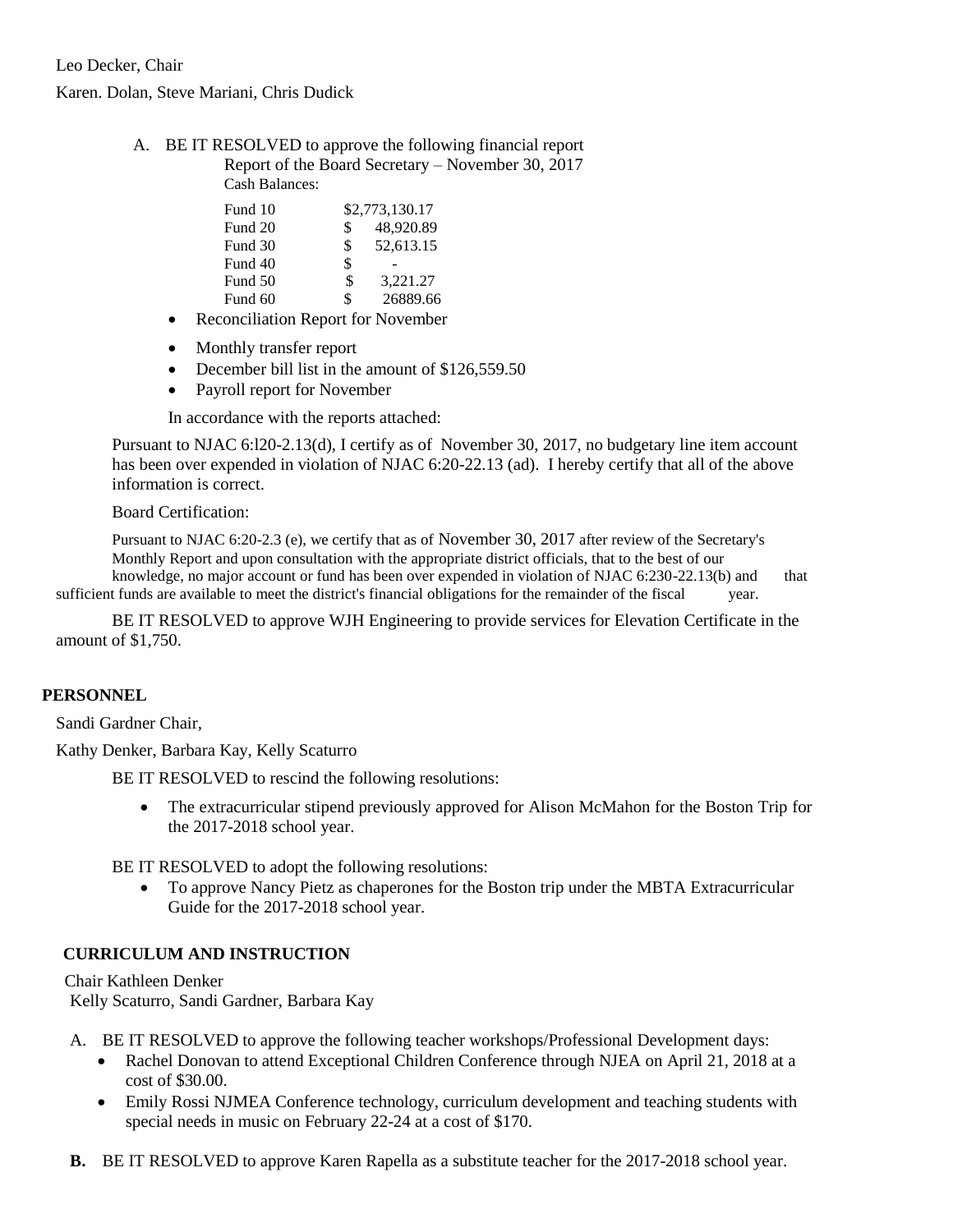Leo Decker, Chair

Karen. Dolan, Steve Mariani, Chris Dudick

A. BE IT RESOLVED to approve the following financial report

Report of the Board Secretary – November 30, 2017

Cash Balances:

| Fund | Balance |
|---|---|
| Fund 10 | $2,773,130.17 |
| Fund 20 | $ 48,920.89 |
| Fund 30 | $ 52,613.15 |
| Fund 40 | $ - |
| Fund 50 | $ 3,221.27 |
| Fund 60 | $ 26889.66 |

- Reconciliation Report for November
- Monthly transfer report
- December bill list in the amount of $126,559.50
- Payroll report for November

In accordance with the reports attached:

Pursuant to NJAC 6:l20-2.13(d), I certify as of November 30, 2017, no budgetary line item account has been over expended in violation of NJAC 6:20-22.13 (ad). I hereby certify that all of the above information is correct.

Board Certification:

Pursuant to NJAC 6:20-2.3 (e), we certify that as of November 30, 2017 after review of the Secretary's Monthly Report and upon consultation with the appropriate district officials, that to the best of our knowledge, no major account or fund has been over expended in violation of NJAC 6:230-22.13(b) and that sufficient funds are available to meet the district's financial obligations for the remainder of the fiscal year.

BE IT RESOLVED to approve WJH Engineering to provide services for Elevation Certificate in the amount of $1,750.

**PERSONNEL**

Sandi Gardner Chair,

Kathy Denker, Barbara Kay, Kelly Scaturro

BE IT RESOLVED to rescind the following resolutions:

- The extracurricular stipend previously approved for Alison McMahon for the Boston Trip for the 2017-2018 school year.

BE IT RESOLVED to adopt the following resolutions:

- To approve Nancy Pietz as chaperones for the Boston trip under the MBTA Extracurricular Guide for the 2017-2018 school year.

**CURRICULUM AND INSTRUCTION**

Chair Kathleen Denker

Kelly Scaturro, Sandi Gardner, Barbara Kay

A. BE IT RESOLVED to approve the following teacher workshops/Professional Development days:
   - Rachel Donovan to attend Exceptional Children Conference through NJEA on April 21, 2018 at a cost of $30.00.
   - Emily Rossi NJMEA Conference technology, curriculum development and teaching students with special needs in music on February 22-24 at a cost of $170.

**B.** BE IT RESOLVED to approve Karen Rapella as a substitute teacher for the 2017-2018 school year.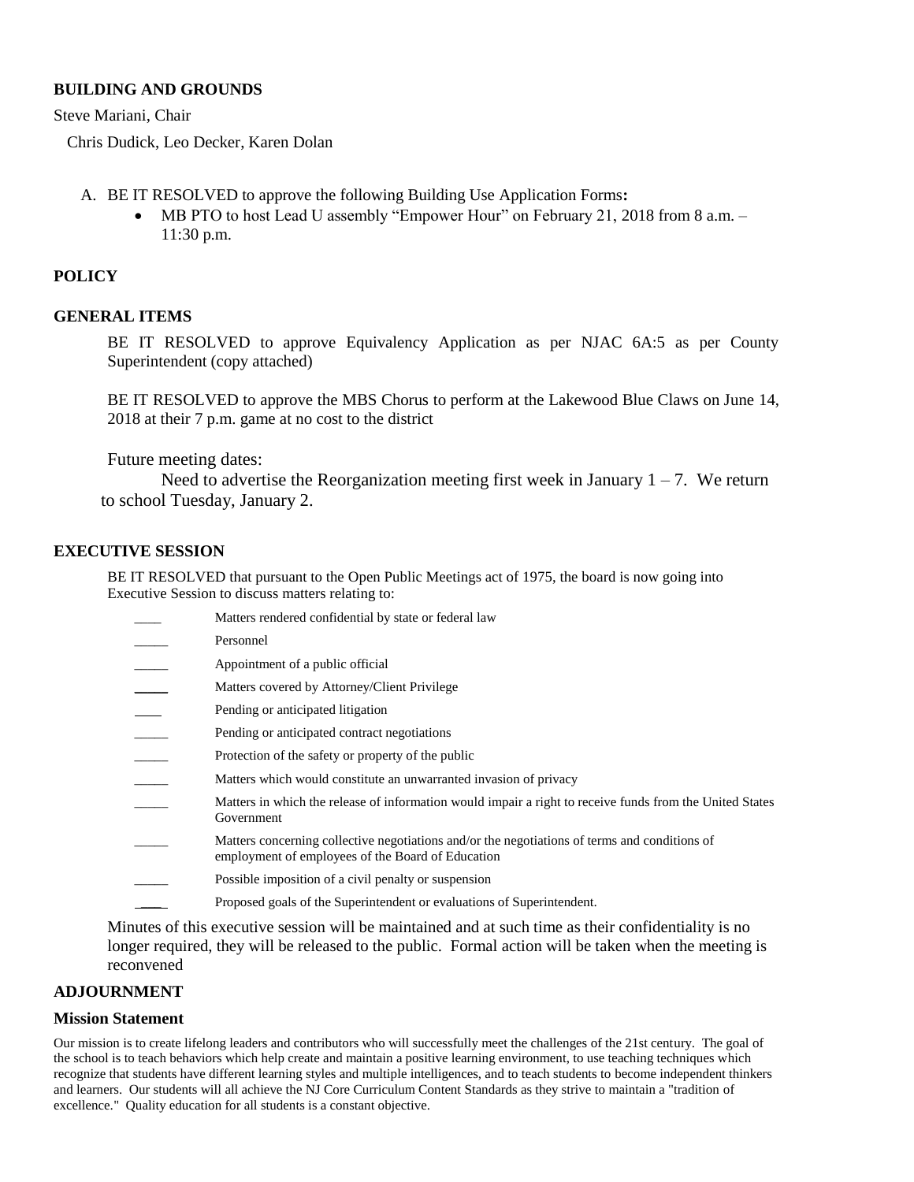**BUILDING AND GROUNDS**

Steve Mariani, Chair

Chris Dudick, Leo Decker, Karen Dolan

A. BE IT RESOLVED to approve the following Building Use Application Forms**:**
   - MB PTO to host Lead U assembly "Empower Hour" on February 21, 2018 from 8 a.m. – 11:30 p.m.

**POLICY**

**GENERAL ITEMS**

BE IT RESOLVED to approve Equivalency Application as per NJAC 6A:5 as per County Superintendent (copy attached)

BE IT RESOLVED to approve the MBS Chorus to perform at the Lakewood Blue Claws on June 14, 2018 at their 7 p.m. game at no cost to the district

Future meeting dates:

Need to advertise the Reorganization meeting first week in January 1 – 7. We return to school Tuesday, January 2.

**EXECUTIVE SESSION**

BE IT RESOLVED that pursuant to the Open Public Meetings act of 1975, the board is now going into Executive Session to discuss matters relating to:

____ Matters rendered confidential by state or federal law

_____ Personnel

_____ Appointment of a public official

_____ Matters covered by Attorney/Client Privilege

____ Pending or anticipated litigation

_____ Pending or anticipated contract negotiations

_____ Protection of the safety or property of the public

_____ Matters which would constitute an unwarranted invasion of privacy

_____ Matters in which the release of information would impair a right to receive funds from the United States Government

_____ Matters concerning collective negotiations and/or the negotiations of terms and conditions of employment of employees of the Board of Education

_____ Possible imposition of a civil penalty or suspension

_____ Proposed goals of the Superintendent or evaluations of Superintendent.

Minutes of this executive session will be maintained and at such time as their confidentiality is no longer required, they will be released to the public. Formal action will be taken when the meeting is reconvened

**ADJOURNMENT**

**Mission Statement**

Our mission is to create lifelong leaders and contributors who will successfully meet the challenges of the 21st century. The goal of the school is to teach behaviors which help create and maintain a positive learning environment, to use teaching techniques which recognize that students have different learning styles and multiple intelligences, and to teach students to become independent thinkers and learners. Our students will all achieve the NJ Core Curriculum Content Standards as they strive to maintain a "tradition of excellence." Quality education for all students is a constant objective.